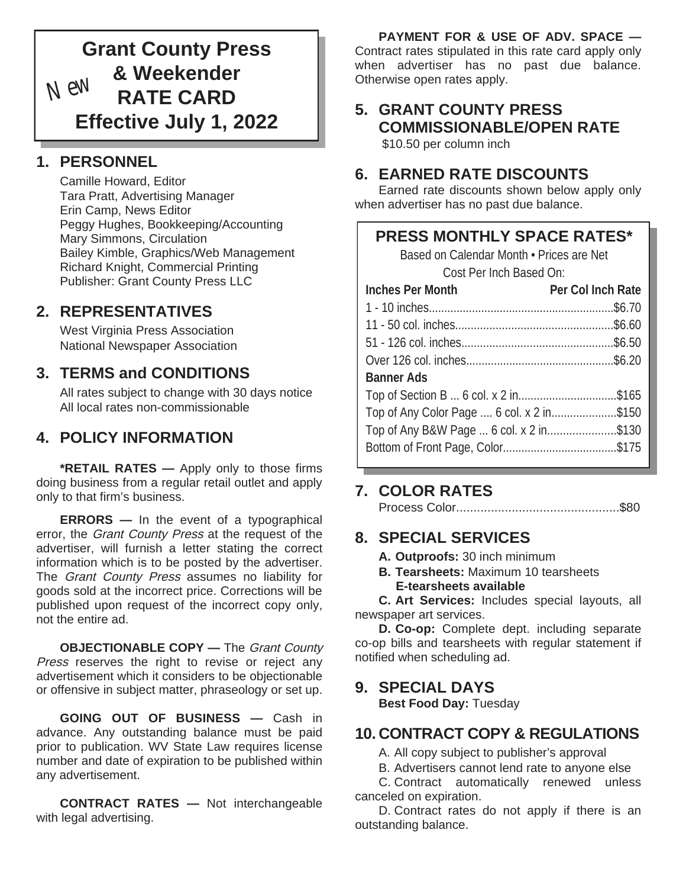# Grant County Press & Weekender RATE CARD Effective July 1, 2022

New

## 1. PERSONNEL

Camille Howard, Editor
Tara Pratt, Advertising Manager
Erin Camp, News Editor
Peggy Hughes, Bookkeeping/Accounting
Mary Simmons, Circulation
Bailey Kimble, Graphics/Web Management
Richard Knight, Commercial Printing
Publisher: Grant County Press LLC

## 2. REPRESENTATIVES

West Virginia Press Association
National Newspaper Association

## 3. TERMS and CONDITIONS

All rates subject to change with 30 days notice
All local rates non-commissionable

## 4. POLICY INFORMATION

**\*RETAIL RATES —** Apply only to those firms doing business from a regular retail outlet and apply only to that firm's business.

**ERRORS —** In the event of a typographical error, the *Grant County Press* at the request of the advertiser, will furnish a letter stating the correct information which is to be posted by the advertiser. The *Grant County Press* assumes no liability for goods sold at the incorrect price. Corrections will be published upon request of the incorrect copy only, not the entire ad.

**OBJECTIONABLE COPY —** The *Grant County Press* reserves the right to revise or reject any advertisement which it considers to be objectionable or offensive in subject matter, phraseology or set up.

**GOING OUT OF BUSINESS —** Cash in advance. Any outstanding balance must be paid prior to publication. WV State Law requires license number and date of expiration to be published within any advertisement.

**CONTRACT RATES —** Not interchangeable with legal advertising.

**PAYMENT FOR & USE OF ADV. SPACE —** Contract rates stipulated in this rate card apply only when advertiser has no past due balance. Otherwise open rates apply.

## 5. GRANT COUNTY PRESS COMMISSIONABLE/OPEN RATE

$10.50 per column inch

## 6. EARNED RATE DISCOUNTS

Earned rate discounts shown below apply only when advertiser has no past due balance.

### PRESS MONTHLY SPACE RATES*

Based on Calendar Month • Prices are Net
Cost Per Inch Based On:

| Inches Per Month | Per Col Inch Rate |
|---|---|
| 1 - 10 inches | $6.70 |
| 11 - 50 col. inches | $6.60 |
| 51 - 126 col. inches | $6.50 |
| Over 126 col. inches | $6.20 |
| **Banner Ads** | |
| Top of Section B ... 6 col. x 2 in | $165 |
| Top of Any Color Page .... 6 col. x 2 in | $150 |
| Top of Any B&W Page ... 6 col. x 2 in | $130 |
| Bottom of Front Page, Color | $175 |

## 7. COLOR RATES

Process Color...............................................$80

## 8. SPECIAL SERVICES

**A. Outproofs:** 30 inch minimum

**B. Tearsheets:** Maximum 10 tearsheets
**E-tearsheets available**

**C. Art Services:** Includes special layouts, all newspaper art services.

**D. Co-op:** Complete dept. including separate co-op bills and tearsheets with regular statement if notified when scheduling ad.

## 9. SPECIAL DAYS

**Best Food Day:** Tuesday

## 10. CONTRACT COPY & REGULATIONS

A. All copy subject to publisher's approval

B. Advertisers cannot lend rate to anyone else

C. Contract automatically renewed unless canceled on expiration.

D. Contract rates do not apply if there is an outstanding balance.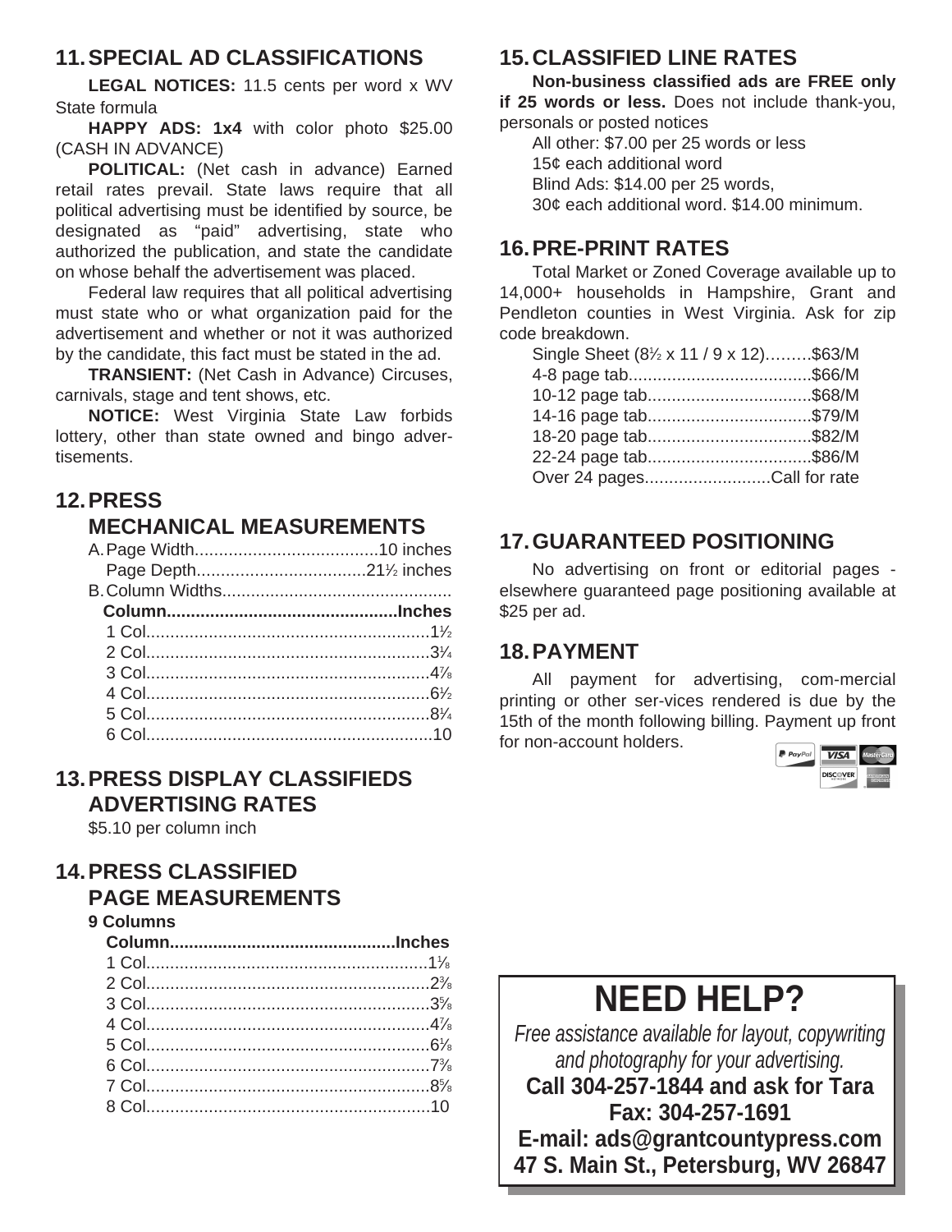## 11. SPECIAL AD CLASSIFICATIONS

**LEGAL NOTICES:** 11.5 cents per word x WV State formula

**HAPPY ADS: 1x4** with color photo $25.00 (CASH IN ADVANCE)

**POLITICAL:** (Net cash in advance) Earned retail rates prevail. State laws require that all political advertising must be identified by source, be designated as "paid" advertising, state who authorized the publication, and state the candidate on whose behalf the advertisement was placed.

Federal law requires that all political advertising must state who or what organization paid for the advertisement and whether or not it was authorized by the candidate, this fact must be stated in the ad.

**TRANSIENT:** (Net Cash in Advance) Circuses, carnivals, stage and tent shows, etc.

**NOTICE:** West Virginia State Law forbids lottery, other than state owned and bingo advertisements.

## 12. PRESS MECHANICAL MEASUREMENTS

A. Page Width......................................10 inches
   Page Depth...................................21½ inches

B. Column Widths................................................

| Column | Inches |
|---|---|
| 1 Col | 1½ |
| 2 Col | 3¼ |
| 3 Col | 4⅞ |
| 4 Col | 6½ |
| 5 Col | 8¼ |
| 6 Col | 10 |

## 13. PRESS DISPLAY CLASSIFIEDS ADVERTISING RATES

$5.10 per column inch

## 14. PRESS CLASSIFIED PAGE MEASUREMENTS

**9 Columns**

| Column | Inches |
|---|---|
| 1 Col | 1⅛ |
| 2 Col | 2⅜ |
| 3 Col | 3⅝ |
| 4 Col | 4⅞ |
| 5 Col | 6⅛ |
| 6 Col | 7⅜ |
| 7 Col | 8⅝ |
| 8 Col | 10 |

## 15. CLASSIFIED LINE RATES

**Non-business classified ads are FREE only if 25 words or less.** Does not include thank-you, personals or posted notices

All other: $7.00 per 25 words or less
15¢ each additional word
Blind Ads: $14.00 per 25 words,
30¢ each additional word. $14.00 minimum.

## 16. PRE-PRINT RATES

Total Market or Zoned Coverage available up to 14,000+ households in Hampshire, Grant and Pendleton counties in West Virginia. Ask for zip code breakdown.

| | |
|---|---|
| Single Sheet (8½ x 11 / 9 x 12) | $63/M |
| 4-8 page tab | $66/M |
| 10-12 page tab | $68/M |
| 14-16 page tab | $79/M |
| 18-20 page tab | $82/M |
| 22-24 page tab | $86/M |
| Over 24 pages | Call for rate |

## 17. GUARANTEED POSITIONING

No advertising on front or editorial pages - elsewhere guaranteed page positioning available at $25 per ad.

## 18. PAYMENT

All payment for advertising, com-mercial printing or other ser-vices rendered is due by the 15th of the month following billing. Payment up front for non-account holders.

# NEED HELP?

*Free assistance available for layout, copywriting and photography for your advertising.*

**Call 304-257-1844 and ask for Tara**
**Fax: 304-257-1691**
**E-mail: ads@grantcountypress.com**
**47 S. Main St., Petersburg, WV 26847**